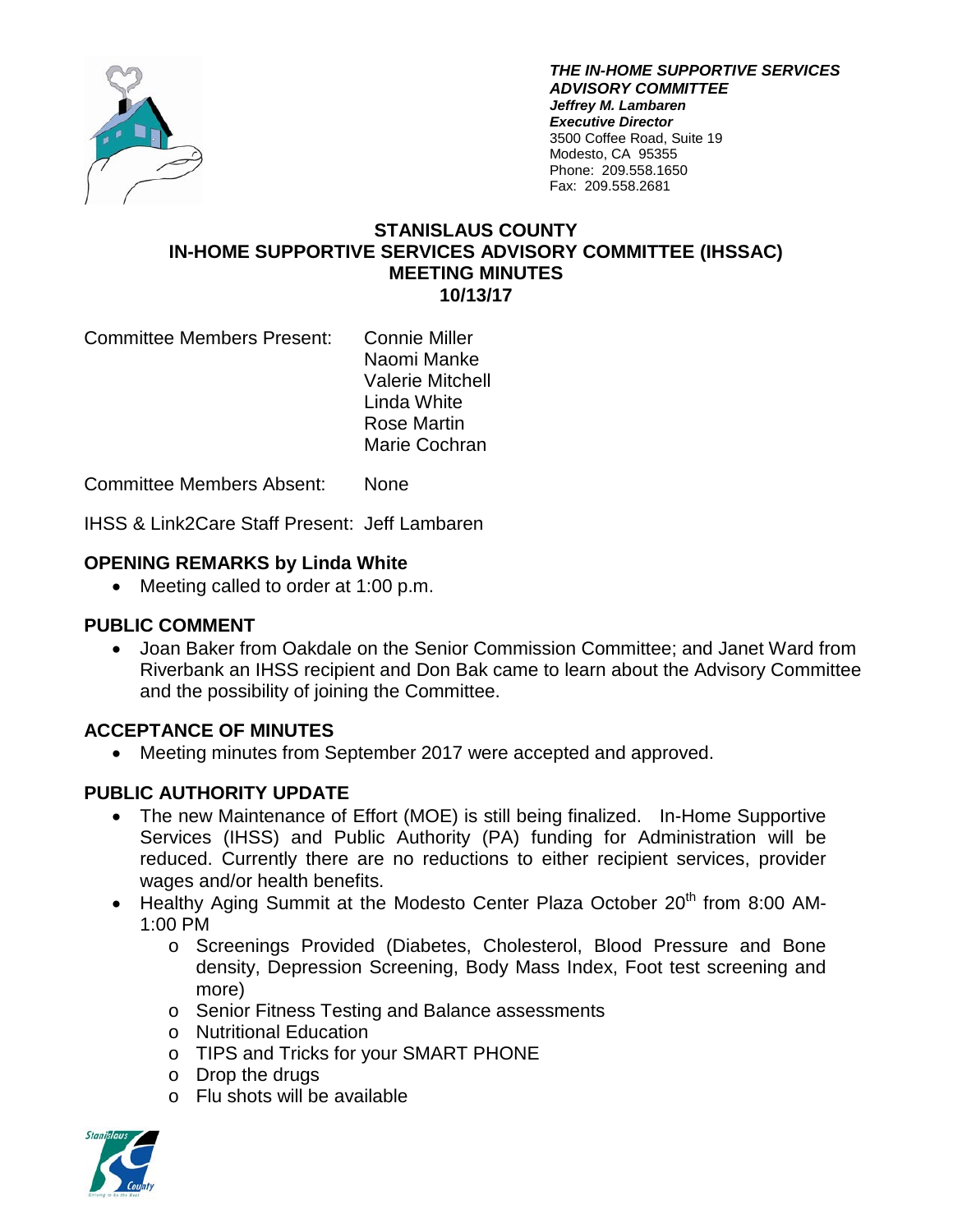***THE IN-HOME SUPPORTIVE SERVICES ADVISORY COMMITTEE***
***Jeffrey M. Lambaren***
***Executive Director***
3500 Coffee Road, Suite 19
Modesto, CA 95355
Phone: 209.558.1650
Fax: 209.558.2681

# STANISLAUS COUNTY
# IN-HOME SUPPORTIVE SERVICES ADVISORY COMMITTEE (IHSSAC)
# MEETING MINUTES
# 10/13/17

Committee Members Present: Connie Miller
Naomi Manke
Valerie Mitchell
Linda White
Rose Martin
Marie Cochran

Committee Members Absent: None

IHSS & Link2Care Staff Present: Jeff Lambaren

## OPENING REMARKS by Linda White

- Meeting called to order at 1:00 p.m.

## PUBLIC COMMENT

- Joan Baker from Oakdale on the Senior Commission Committee; and Janet Ward from Riverbank an IHSS recipient and Don Bak came to learn about the Advisory Committee and the possibility of joining the Committee.

## ACCEPTANCE OF MINUTES

- Meeting minutes from September 2017 were accepted and approved.

## PUBLIC AUTHORITY UPDATE

- The new Maintenance of Effort (MOE) is still being finalized. In-Home Supportive Services (IHSS) and Public Authority (PA) funding for Administration will be reduced. Currently there are no reductions to either recipient services, provider wages and/or health benefits.
- Healthy Aging Summit at the Modesto Center Plaza October 20th from 8:00 AM-1:00 PM
  - Screenings Provided (Diabetes, Cholesterol, Blood Pressure and Bone density, Depression Screening, Body Mass Index, Foot test screening and more)
  - Senior Fitness Testing and Balance assessments
  - Nutritional Education
  - TIPS and Tricks for your SMART PHONE
  - Drop the drugs
  - Flu shots will be available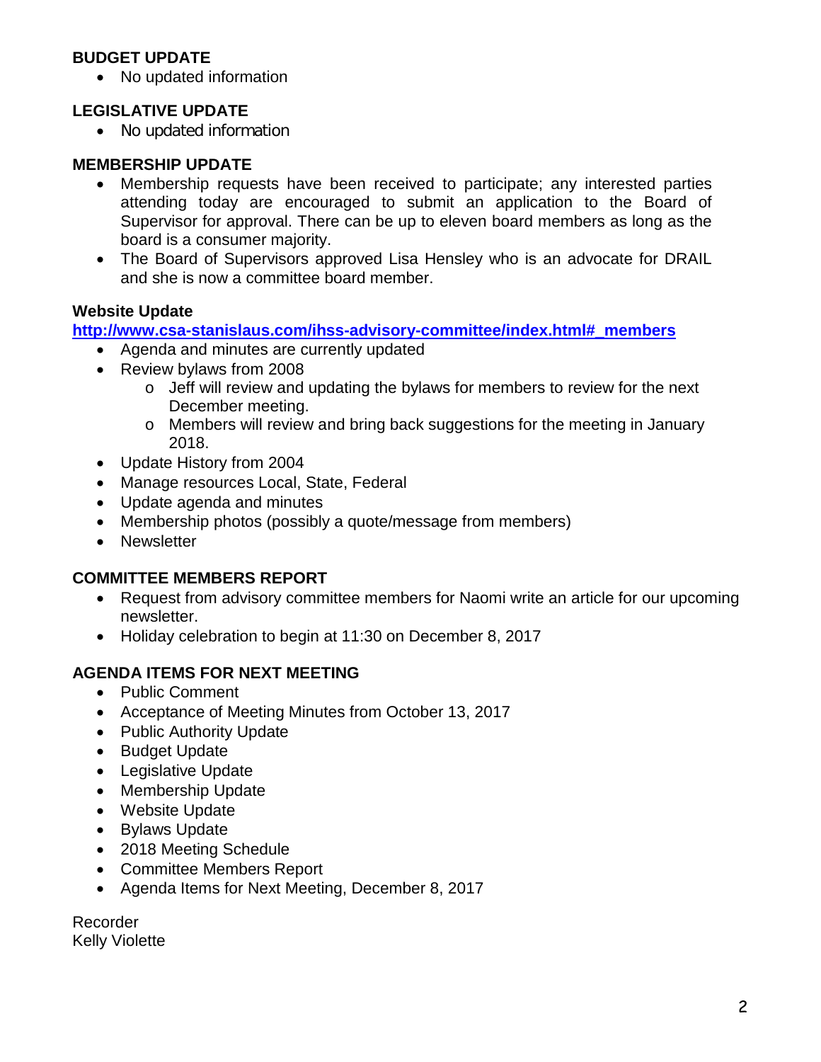**BUDGET UPDATE**

- No updated information

**LEGISLATIVE UPDATE**

- No updated information

**MEMBERSHIP UPDATE**

- Membership requests have been received to participate; any interested parties attending today are encouraged to submit an application to the Board of Supervisor for approval. There can be up to eleven board members as long as the board is a consumer majority.
- The Board of Supervisors approved Lisa Hensley who is an advocate for DRAIL and she is now a committee board member.

**Website Update**

**http://www.csa-stanislaus.com/ihss-advisory-committee/index.html#_members**

- Agenda and minutes are currently updated
- Review bylaws from 2008
  - Jeff will review and updating the bylaws for members to review for the next December meeting.
  - Members will review and bring back suggestions for the meeting in January 2018.
- Update History from 2004
- Manage resources Local, State, Federal
- Update agenda and minutes
- Membership photos (possibly a quote/message from members)
- Newsletter

**COMMITTEE MEMBERS REPORT**

- Request from advisory committee members for Naomi write an article for our upcoming newsletter.
- Holiday celebration to begin at 11:30 on December 8, 2017

**AGENDA ITEMS FOR NEXT MEETING**

- Public Comment
- Acceptance of Meeting Minutes from October 13, 2017
- Public Authority Update
- Budget Update
- Legislative Update
- Membership Update
- Website Update
- Bylaws Update
- 2018 Meeting Schedule
- Committee Members Report
- Agenda Items for Next Meeting, December 8, 2017

Recorder
Kelly Violette